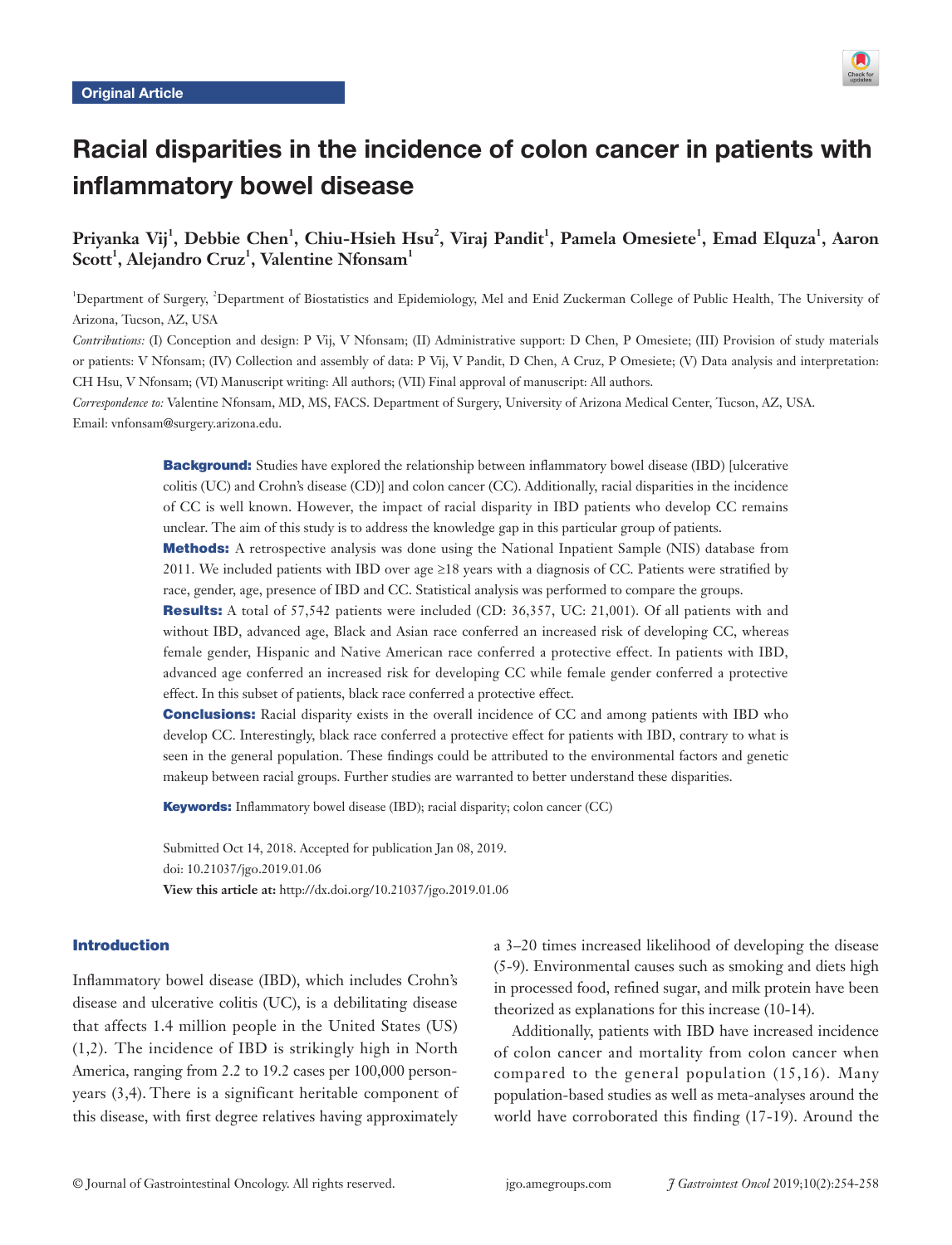Original Article

# Racial disparities in the incidence of colon cancer in patients with inflammatory bowel disease

**Priyanka Vij[1], Debbie Chen[1], Chiu-Hsieh Hsu[2], Viraj Pandit[1], Pamela Omesiete[1], Emad Elquza[1], Aaron Scott[1], Alejandro Cruz[1], Valentine Nfonsam[1]**

[1]Department of Surgery, [2]Department of Biostatistics and Epidemiology, Mel and Enid Zuckerman College of Public Health, The University of Arizona, Tucson, AZ, USA

*Contributions:* (I) Conception and design: P Vij, V Nfonsam; (II) Administrative support: D Chen, P Omesiete; (III) Provision of study materials or patients: V Nfonsam; (IV) Collection and assembly of data: P Vij, V Pandit, D Chen, A Cruz, P Omesiete; (V) Data analysis and interpretation: CH Hsu, V Nfonsam; (VI) Manuscript writing: All authors; (VII) Final approval of manuscript: All authors.

*Correspondence to:* Valentine Nfonsam, MD, MS, FACS. Department of Surgery, University of Arizona Medical Center, Tucson, AZ, USA. Email: vnfonsam@surgery.arizona.edu.

**Background:** Studies have explored the relationship between inflammatory bowel disease (IBD) [ulcerative colitis (UC) and Crohn's disease (CD)] and colon cancer (CC). Additionally, racial disparities in the incidence of CC is well known. However, the impact of racial disparity in IBD patients who develop CC remains unclear. The aim of this study is to address the knowledge gap in this particular group of patients.

**Methods:** A retrospective analysis was done using the National Inpatient Sample (NIS) database from 2011. We included patients with IBD over age ≥18 years with a diagnosis of CC. Patients were stratified by race, gender, age, presence of IBD and CC. Statistical analysis was performed to compare the groups.

**Results:** A total of 57,542 patients were included (CD: 36,357, UC: 21,001). Of all patients with and without IBD, advanced age, Black and Asian race conferred an increased risk of developing CC, whereas female gender, Hispanic and Native American race conferred a protective effect. In patients with IBD, advanced age conferred an increased risk for developing CC while female gender conferred a protective effect. In this subset of patients, black race conferred a protective effect.

**Conclusions:** Racial disparity exists in the overall incidence of CC and among patients with IBD who develop CC. Interestingly, black race conferred a protective effect for patients with IBD, contrary to what is seen in the general population. These findings could be attributed to the environmental factors and genetic makeup between racial groups. Further studies are warranted to better understand these disparities.

**Keywords:** Inflammatory bowel disease (IBD); racial disparity; colon cancer (CC)

Submitted Oct 14, 2018. Accepted for publication Jan 08, 2019.
doi: 10.21037/jgo.2019.01.06
**View this article at:** http://dx.doi.org/10.21037/jgo.2019.01.06

## Introduction

Inflammatory bowel disease (IBD), which includes Crohn's disease and ulcerative colitis (UC), is a debilitating disease that affects 1.4 million people in the United States (US) (1,2). The incidence of IBD is strikingly high in North America, ranging from 2.2 to 19.2 cases per 100,000 person-years (3,4). There is a significant heritable component of this disease, with first degree relatives having approximately a 3–20 times increased likelihood of developing the disease (5-9). Environmental causes such as smoking and diets high in processed food, refined sugar, and milk protein have been theorized as explanations for this increase (10-14).

Additionally, patients with IBD have increased incidence of colon cancer and mortality from colon cancer when compared to the general population (15,16). Many population-based studies as well as meta-analyses around the world have corroborated this finding (17-19). Around the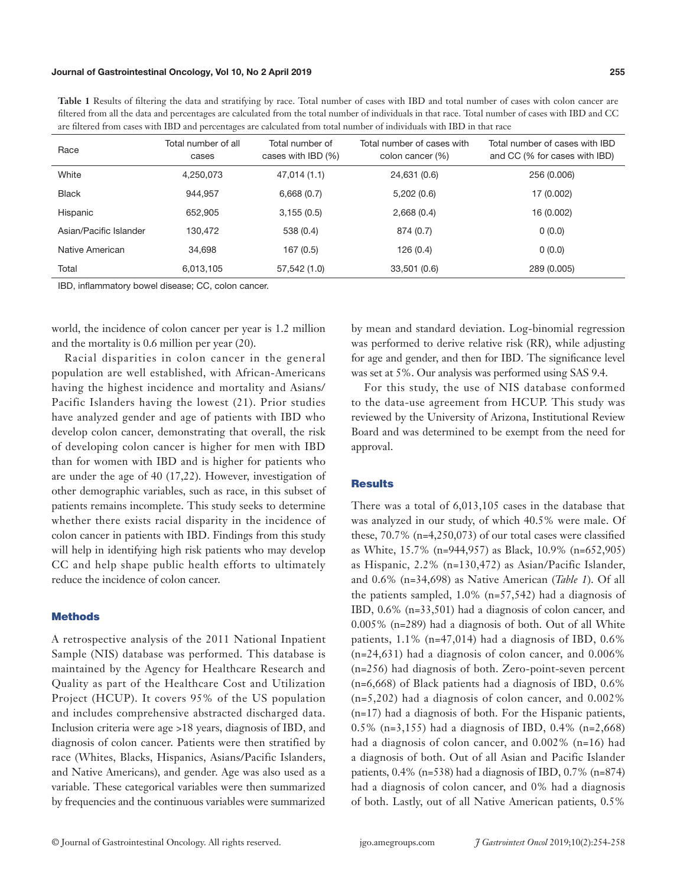**Table 1** Results of filtering the data and stratifying by race. Total number of cases with IBD and total number of cases with colon cancer are filtered from all the data and percentages are calculated from the total number of individuals in that race. Total number of cases with IBD and CC are filtered from cases with IBD and percentages are calculated from total number of individuals with IBD in that race

| Race | Total number of all cases | Total number of cases with IBD (%) | Total number of cases with colon cancer (%) | Total number of cases with IBD and CC (% for cases with IBD) |
|---|---|---|---|---|
| White | 4,250,073 | 47,014 (1.1) | 24,631 (0.6) | 256 (0.006) |
| Black | 944,957 | 6,668 (0.7) | 5,202 (0.6) | 17 (0.002) |
| Hispanic | 652,905 | 3,155 (0.5) | 2,668 (0.4) | 16 (0.002) |
| Asian/Pacific Islander | 130,472 | 538 (0.4) | 874 (0.7) | 0 (0.0) |
| Native American | 34,698 | 167 (0.5) | 126 (0.4) | 0 (0.0) |
| Total | 6,013,105 | 57,542 (1.0) | 33,501 (0.6) | 289 (0.005) |

IBD, inflammatory bowel disease; CC, colon cancer.

world, the incidence of colon cancer per year is 1.2 million and the mortality is 0.6 million per year (20).

Racial disparities in colon cancer in the general population are well established, with African-Americans having the highest incidence and mortality and Asians/Pacific Islanders having the lowest (21). Prior studies have analyzed gender and age of patients with IBD who develop colon cancer, demonstrating that overall, the risk of developing colon cancer is higher for men with IBD than for women with IBD and is higher for patients who are under the age of 40 (17,22). However, investigation of other demographic variables, such as race, in this subset of patients remains incomplete. This study seeks to determine whether there exists racial disparity in the incidence of colon cancer in patients with IBD. Findings from this study will help in identifying high risk patients who may develop CC and help shape public health efforts to ultimately reduce the incidence of colon cancer.

## Methods

A retrospective analysis of the 2011 National Inpatient Sample (NIS) database was performed. This database is maintained by the Agency for Healthcare Research and Quality as part of the Healthcare Cost and Utilization Project (HCUP). It covers 95% of the US population and includes comprehensive abstracted discharged data. Inclusion criteria were age >18 years, diagnosis of IBD, and diagnosis of colon cancer. Patients were then stratified by race (Whites, Blacks, Hispanics, Asians/Pacific Islanders, and Native Americans), and gender. Age was also used as a variable. These categorical variables were then summarized by frequencies and the continuous variables were summarized by mean and standard deviation. Log-binomial regression was performed to derive relative risk (RR), while adjusting for age and gender, and then for IBD. The significance level was set at 5%. Our analysis was performed using SAS 9.4.

For this study, the use of NIS database conformed to the data-use agreement from HCUP. This study was reviewed by the University of Arizona, Institutional Review Board and was determined to be exempt from the need for approval.

## Results

There was a total of 6,013,105 cases in the database that was analyzed in our study, of which 40.5% were male. Of these, 70.7% (n=4,250,073) of our total cases were classified as White, 15.7% (n=944,957) as Black, 10.9% (n=652,905) as Hispanic, 2.2% (n=130,472) as Asian/Pacific Islander, and 0.6% (n=34,698) as Native American (*Table 1*). Of all the patients sampled, 1.0% (n=57,542) had a diagnosis of IBD, 0.6% (n=33,501) had a diagnosis of colon cancer, and 0.005% (n=289) had a diagnosis of both. Out of all White patients, 1.1% (n=47,014) had a diagnosis of IBD, 0.6% (n=24,631) had a diagnosis of colon cancer, and 0.006% (n=256) had diagnosis of both. Zero-point-seven percent (n=6,668) of Black patients had a diagnosis of IBD, 0.6% (n=5,202) had a diagnosis of colon cancer, and 0.002% (n=17) had a diagnosis of both. For the Hispanic patients, 0.5% (n=3,155) had a diagnosis of IBD, 0.4% (n=2,668) had a diagnosis of colon cancer, and 0.002% (n=16) had a diagnosis of both. Out of all Asian and Pacific Islander patients, 0.4% (n=538) had a diagnosis of IBD, 0.7% (n=874) had a diagnosis of colon cancer, and 0% had a diagnosis of both. Lastly, out of all Native American patients, 0.5%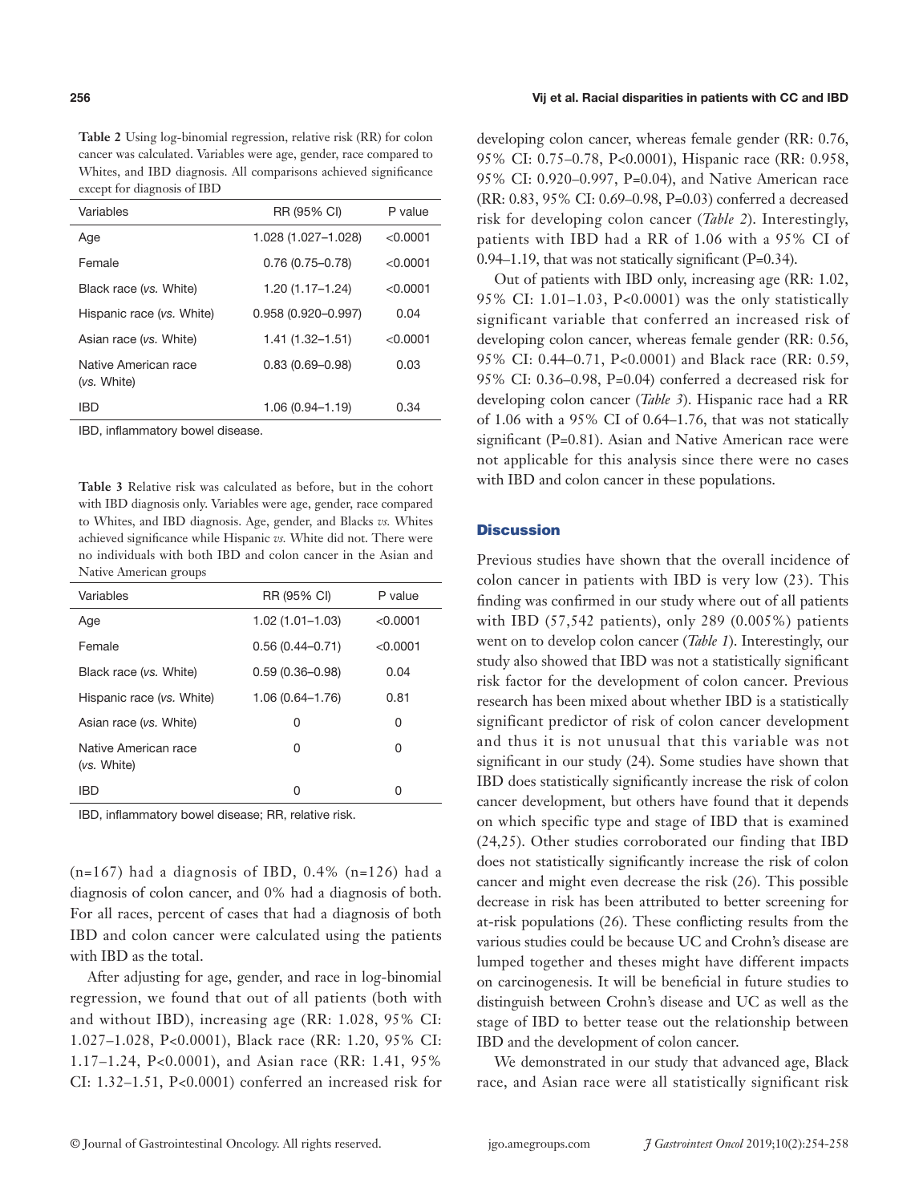**Table 2** Using log-binomial regression, relative risk (RR) for colon cancer was calculated. Variables were age, gender, race compared to Whites, and IBD diagnosis. All comparisons achieved significance except for diagnosis of IBD

| Variables | RR (95% CI) | P value |
|---|---|---|
| Age | 1.028 (1.027–1.028) | <0.0001 |
| Female | 0.76 (0.75–0.78) | <0.0001 |
| Black race (*vs.* White) | 1.20 (1.17–1.24) | <0.0001 |
| Hispanic race (*vs.* White) | 0.958 (0.920–0.997) | 0.04 |
| Asian race (*vs.* White) | 1.41 (1.32–1.51) | <0.0001 |
| Native American race (*vs.* White) | 0.83 (0.69–0.98) | 0.03 |
| IBD | 1.06 (0.94–1.19) | 0.34 |

IBD, inflammatory bowel disease.

**Table 3** Relative risk was calculated as before, but in the cohort with IBD diagnosis only. Variables were age, gender, race compared to Whites, and IBD diagnosis. Age, gender, and Blacks *vs.* Whites achieved significance while Hispanic *vs.* White did not. There were no individuals with both IBD and colon cancer in the Asian and Native American groups

| Variables | RR (95% CI) | P value |
|---|---|---|
| Age | 1.02 (1.01–1.03) | <0.0001 |
| Female | 0.56 (0.44–0.71) | <0.0001 |
| Black race (*vs.* White) | 0.59 (0.36–0.98) | 0.04 |
| Hispanic race (*vs.* White) | 1.06 (0.64–1.76) | 0.81 |
| Asian race (*vs.* White) | 0 | 0 |
| Native American race (*vs.* White) | 0 | 0 |
| IBD | 0 | 0 |

IBD, inflammatory bowel disease; RR, relative risk.

(n=167) had a diagnosis of IBD, 0.4% (n=126) had a diagnosis of colon cancer, and 0% had a diagnosis of both. For all races, percent of cases that had a diagnosis of both IBD and colon cancer were calculated using the patients with IBD as the total.

After adjusting for age, gender, and race in log-binomial regression, we found that out of all patients (both with and without IBD), increasing age (RR: 1.028, 95% CI: 1.027–1.028, P<0.0001), Black race (RR: 1.20, 95% CI: 1.17–1.24, P<0.0001), and Asian race (RR: 1.41, 95% CI: 1.32–1.51, P<0.0001) conferred an increased risk for developing colon cancer, whereas female gender (RR: 0.76, 95% CI: 0.75–0.78, P<0.0001), Hispanic race (RR: 0.958, 95% CI: 0.920–0.997, P=0.04), and Native American race (RR: 0.83, 95% CI: 0.69–0.98, P=0.03) conferred a decreased risk for developing colon cancer (*Table 2*). Interestingly, patients with IBD had a RR of 1.06 with a 95% CI of 0.94–1.19, that was not statically significant (P=0.34).

Out of patients with IBD only, increasing age (RR: 1.02, 95% CI: 1.01–1.03, P<0.0001) was the only statistically significant variable that conferred an increased risk of developing colon cancer, whereas female gender (RR: 0.56, 95% CI: 0.44–0.71, P<0.0001) and Black race (RR: 0.59, 95% CI: 0.36–0.98, P=0.04) conferred a decreased risk for developing colon cancer (*Table 3*). Hispanic race had a RR of 1.06 with a 95% CI of 0.64–1.76, that was not statically significant (P=0.81). Asian and Native American race were not applicable for this analysis since there were no cases with IBD and colon cancer in these populations.

## Discussion

Previous studies have shown that the overall incidence of colon cancer in patients with IBD is very low (23). This finding was confirmed in our study where out of all patients with IBD (57,542 patients), only 289 (0.005%) patients went on to develop colon cancer (*Table 1*). Interestingly, our study also showed that IBD was not a statistically significant risk factor for the development of colon cancer. Previous research has been mixed about whether IBD is a statistically significant predictor of risk of colon cancer development and thus it is not unusual that this variable was not significant in our study (24). Some studies have shown that IBD does statistically significantly increase the risk of colon cancer development, but others have found that it depends on which specific type and stage of IBD that is examined (24,25). Other studies corroborated our finding that IBD does not statistically significantly increase the risk of colon cancer and might even decrease the risk (26). This possible decrease in risk has been attributed to better screening for at-risk populations (26). These conflicting results from the various studies could be because UC and Crohn's disease are lumped together and theses might have different impacts on carcinogenesis. It will be beneficial in future studies to distinguish between Crohn's disease and UC as well as the stage of IBD to better tease out the relationship between IBD and the development of colon cancer.

We demonstrated in our study that advanced age, Black race, and Asian race were all statistically significant risk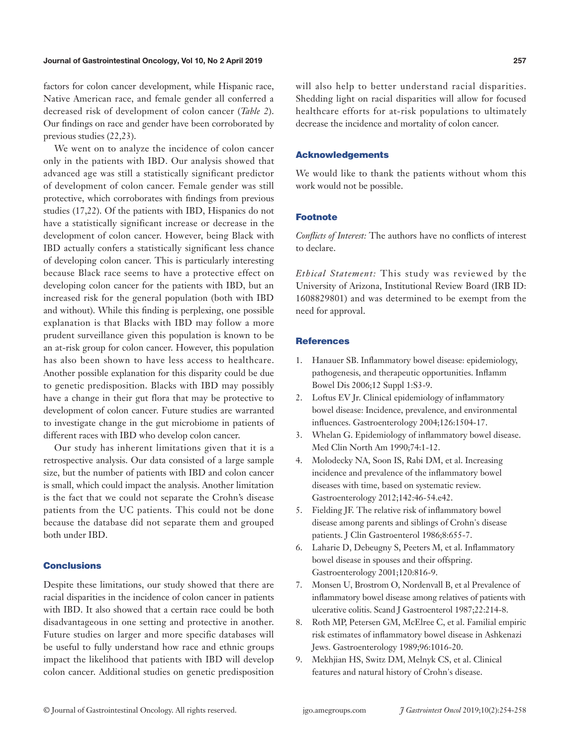factors for colon cancer development, while Hispanic race, Native American race, and female gender all conferred a decreased risk of development of colon cancer (*Table 2*). Our findings on race and gender have been corroborated by previous studies (22,23).

We went on to analyze the incidence of colon cancer only in the patients with IBD. Our analysis showed that advanced age was still a statistically significant predictor of development of colon cancer. Female gender was still protective, which corroborates with findings from previous studies (17,22). Of the patients with IBD, Hispanics do not have a statistically significant increase or decrease in the development of colon cancer. However, being Black with IBD actually confers a statistically significant less chance of developing colon cancer. This is particularly interesting because Black race seems to have a protective effect on developing colon cancer for the patients with IBD, but an increased risk for the general population (both with IBD and without). While this finding is perplexing, one possible explanation is that Blacks with IBD may follow a more prudent surveillance given this population is known to be an at-risk group for colon cancer. However, this population has also been shown to have less access to healthcare. Another possible explanation for this disparity could be due to genetic predisposition. Blacks with IBD may possibly have a change in their gut flora that may be protective to development of colon cancer. Future studies are warranted to investigate change in the gut microbiome in patients of different races with IBD who develop colon cancer.

Our study has inherent limitations given that it is a retrospective analysis. Our data consisted of a large sample size, but the number of patients with IBD and colon cancer is small, which could impact the analysis. Another limitation is the fact that we could not separate the Crohn's disease patients from the UC patients. This could not be done because the database did not separate them and grouped both under IBD.

## Conclusions

Despite these limitations, our study showed that there are racial disparities in the incidence of colon cancer in patients with IBD. It also showed that a certain race could be both disadvantageous in one setting and protective in another. Future studies on larger and more specific databases will be useful to fully understand how race and ethnic groups impact the likelihood that patients with IBD will develop colon cancer. Additional studies on genetic predisposition will also help to better understand racial disparities. Shedding light on racial disparities will allow for focused healthcare efforts for at-risk populations to ultimately decrease the incidence and mortality of colon cancer.

## Acknowledgements

We would like to thank the patients without whom this work would not be possible.

## Footnote

*Conflicts of Interest:* The authors have no conflicts of interest to declare.

*Ethical Statement:* This study was reviewed by the University of Arizona, Institutional Review Board (IRB ID: 1608829801) and was determined to be exempt from the need for approval.

## References

1. Hanauer SB. Inflammatory bowel disease: epidemiology, pathogenesis, and therapeutic opportunities. Inflamm Bowel Dis 2006;12 Suppl 1:S3-9.
2. Loftus EV Jr. Clinical epidemiology of inflammatory bowel disease: Incidence, prevalence, and environmental influences. Gastroenterology 2004;126:1504-17.
3. Whelan G. Epidemiology of inflammatory bowel disease. Med Clin North Am 1990;74:1-12.
4. Molodecky NA, Soon IS, Rabi DM, et al. Increasing incidence and prevalence of the inflammatory bowel diseases with time, based on systematic review. Gastroenterology 2012;142:46-54.e42.
5. Fielding JF. The relative risk of inflammatory bowel disease among parents and siblings of Crohn's disease patients. J Clin Gastroenterol 1986;8:655-7.
6. Laharie D, Debeugny S, Peeters M, et al. Inflammatory bowel disease in spouses and their offspring. Gastroenterology 2001;120:816-9.
7. Monsen U, Brostrom O, Nordenvall B, et al Prevalence of inflammatory bowel disease among relatives of patients with ulcerative colitis. Scand J Gastroenterol 1987;22:214-8.
8. Roth MP, Petersen GM, McElree C, et al. Familial empiric risk estimates of inflammatory bowel disease in Ashkenazi Jews. Gastroenterology 1989;96:1016-20.
9. Mekhjian HS, Switz DM, Melnyk CS, et al. Clinical features and natural history of Crohn's disease.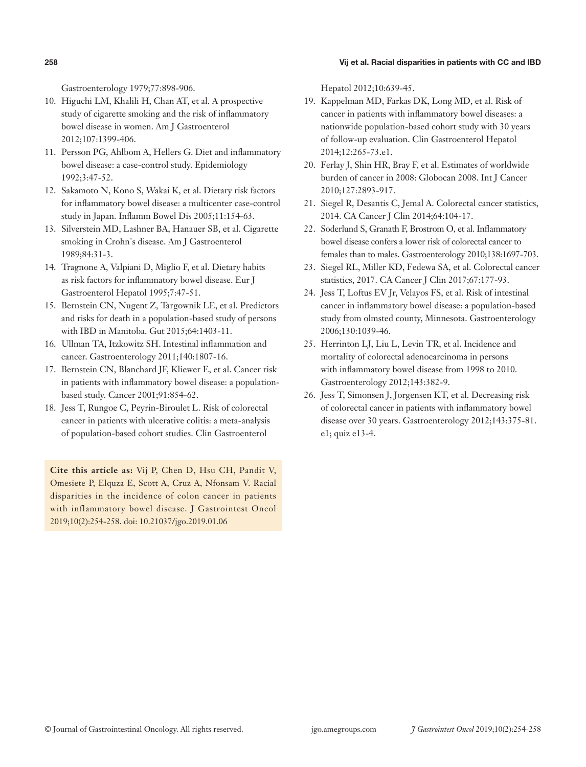Gastroenterology 1979;77:898-906.

10. Higuchi LM, Khalili H, Chan AT, et al. A prospective study of cigarette smoking and the risk of inflammatory bowel disease in women. Am J Gastroenterol 2012;107:1399-406.
11. Persson PG, Ahlbom A, Hellers G. Diet and inflammatory bowel disease: a case-control study. Epidemiology 1992;3:47-52.
12. Sakamoto N, Kono S, Wakai K, et al. Dietary risk factors for inflammatory bowel disease: a multicenter case-control study in Japan. Inflamm Bowel Dis 2005;11:154-63.
13. Silverstein MD, Lashner BA, Hanauer SB, et al. Cigarette smoking in Crohn's disease. Am J Gastroenterol 1989;84:31-3.
14. Tragnone A, Valpiani D, Miglio F, et al. Dietary habits as risk factors for inflammatory bowel disease. Eur J Gastroenterol Hepatol 1995;7:47-51.
15. Bernstein CN, Nugent Z, Targownik LE, et al. Predictors and risks for death in a population-based study of persons with IBD in Manitoba. Gut 2015;64:1403-11.
16. Ullman TA, Itzkowitz SH. Intestinal inflammation and cancer. Gastroenterology 2011;140:1807-16.
17. Bernstein CN, Blanchard JF, Kliewer E, et al. Cancer risk in patients with inflammatory bowel disease: a population-based study. Cancer 2001;91:854-62.
18. Jess T, Rungoe C, Peyrin-Biroulet L. Risk of colorectal cancer in patients with ulcerative colitis: a meta-analysis of population-based cohort studies. Clin Gastroenterol Hepatol 2012;10:639-45.
19. Kappelman MD, Farkas DK, Long MD, et al. Risk of cancer in patients with inflammatory bowel diseases: a nationwide population-based cohort study with 30 years of follow-up evaluation. Clin Gastroenterol Hepatol 2014;12:265-73.e1.
20. Ferlay J, Shin HR, Bray F, et al. Estimates of worldwide burden of cancer in 2008: Globocan 2008. Int J Cancer 2010;127:2893-917.
21. Siegel R, Desantis C, Jemal A. Colorectal cancer statistics, 2014. CA Cancer J Clin 2014;64:104-17.
22. Soderlund S, Granath F, Brostrom O, et al. Inflammatory bowel disease confers a lower risk of colorectal cancer to females than to males. Gastroenterology 2010;138:1697-703.
23. Siegel RL, Miller KD, Fedewa SA, et al. Colorectal cancer statistics, 2017. CA Cancer J Clin 2017;67:177-93.
24. Jess T, Loftus EV Jr, Velayos FS, et al. Risk of intestinal cancer in inflammatory bowel disease: a population-based study from olmsted county, Minnesota. Gastroenterology 2006;130:1039-46.
25. Herrinton LJ, Liu L, Levin TR, et al. Incidence and mortality of colorectal adenocarcinoma in persons with inflammatory bowel disease from 1998 to 2010. Gastroenterology 2012;143:382-9.
26. Jess T, Simonsen J, Jorgensen KT, et al. Decreasing risk of colorectal cancer in patients with inflammatory bowel disease over 30 years. Gastroenterology 2012;143:375-81.e1; quiz e13-4.

**Cite this article as:** Vij P, Chen D, Hsu CH, Pandit V, Omesiete P, Elquza E, Scott A, Cruz A, Nfonsam V. Racial disparities in the incidence of colon cancer in patients with inflammatory bowel disease. J Gastrointest Oncol 2019;10(2):254-258. doi: 10.21037/jgo.2019.01.06